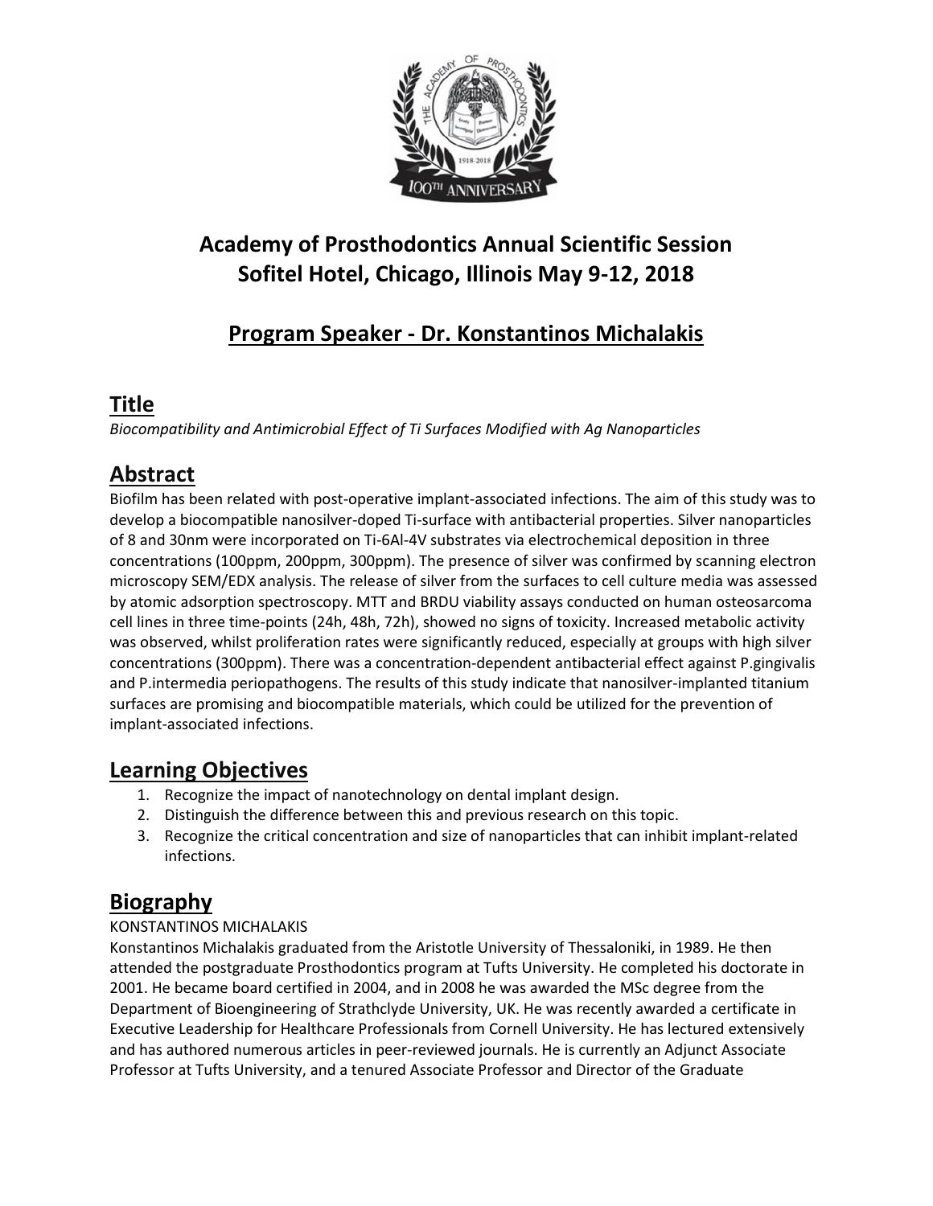# Academy of Prosthodontics Annual Scientific Session
# Sofitel Hotel, Chicago, Illinois May 9-12, 2018

## Program Speaker - Dr. Konstantinos Michalakis

## Title

*Biocompatibility and Antimicrobial Effect of Ti Surfaces Modified with Ag Nanoparticles*

## Abstract

Biofilm has been related with post-operative implant-associated infections. The aim of this study was to develop a biocompatible nanosilver-doped Ti-surface with antibacterial properties. Silver nanoparticles of 8 and 30nm were incorporated on Ti-6Al-4V substrates via electrochemical deposition in three concentrations (100ppm, 200ppm, 300ppm). The presence of silver was confirmed by scanning electron microscopy SEM/EDX analysis. The release of silver from the surfaces to cell culture media was assessed by atomic adsorption spectroscopy. MTT and BRDU viability assays conducted on human osteosarcoma cell lines in three time-points (24h, 48h, 72h), showed no signs of toxicity. Increased metabolic activity was observed, whilst proliferation rates were significantly reduced, especially at groups with high silver concentrations (300ppm). There was a concentration-dependent antibacterial effect against P.gingivalis and P.intermedia periopathogens. The results of this study indicate that nanosilver-implanted titanium surfaces are promising and biocompatible materials, which could be utilized for the prevention of implant-associated infections.

## Learning Objectives

1. Recognize the impact of nanotechnology on dental implant design.
2. Distinguish the difference between this and previous research on this topic.
3. Recognize the critical concentration and size of nanoparticles that can inhibit implant-related infections.

## Biography

KONSTANTINOS MICHALAKIS

Konstantinos Michalakis graduated from the Aristotle University of Thessaloniki, in 1989. He then attended the postgraduate Prosthodontics program at Tufts University. He completed his doctorate in 2001. He became board certified in 2004, and in 2008 he was awarded the MSc degree from the Department of Bioengineering of Strathclyde University, UK. He was recently awarded a certificate in Executive Leadership for Healthcare Professionals from Cornell University. He has lectured extensively and has authored numerous articles in peer-reviewed journals. He is currently an Adjunct Associate Professor at Tufts University, and a tenured Associate Professor and Director of the Graduate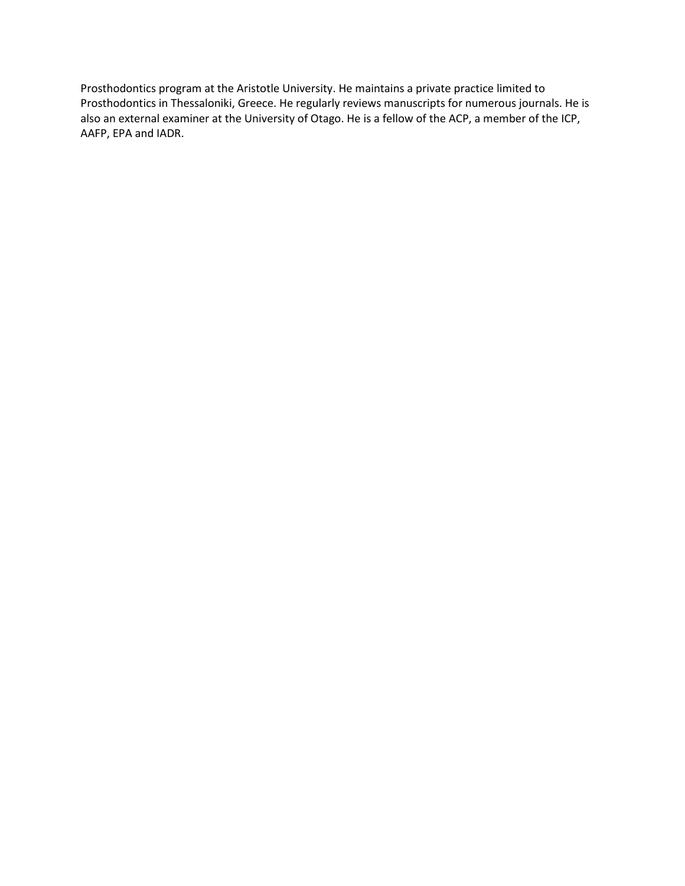Prosthodontics program at the Aristotle University. He maintains a private practice limited to Prosthodontics in Thessaloniki, Greece. He regularly reviews manuscripts for numerous journals. He is also an external examiner at the University of Otago. He is a fellow of the ACP, a member of the ICP, AAFP, EPA and IADR.